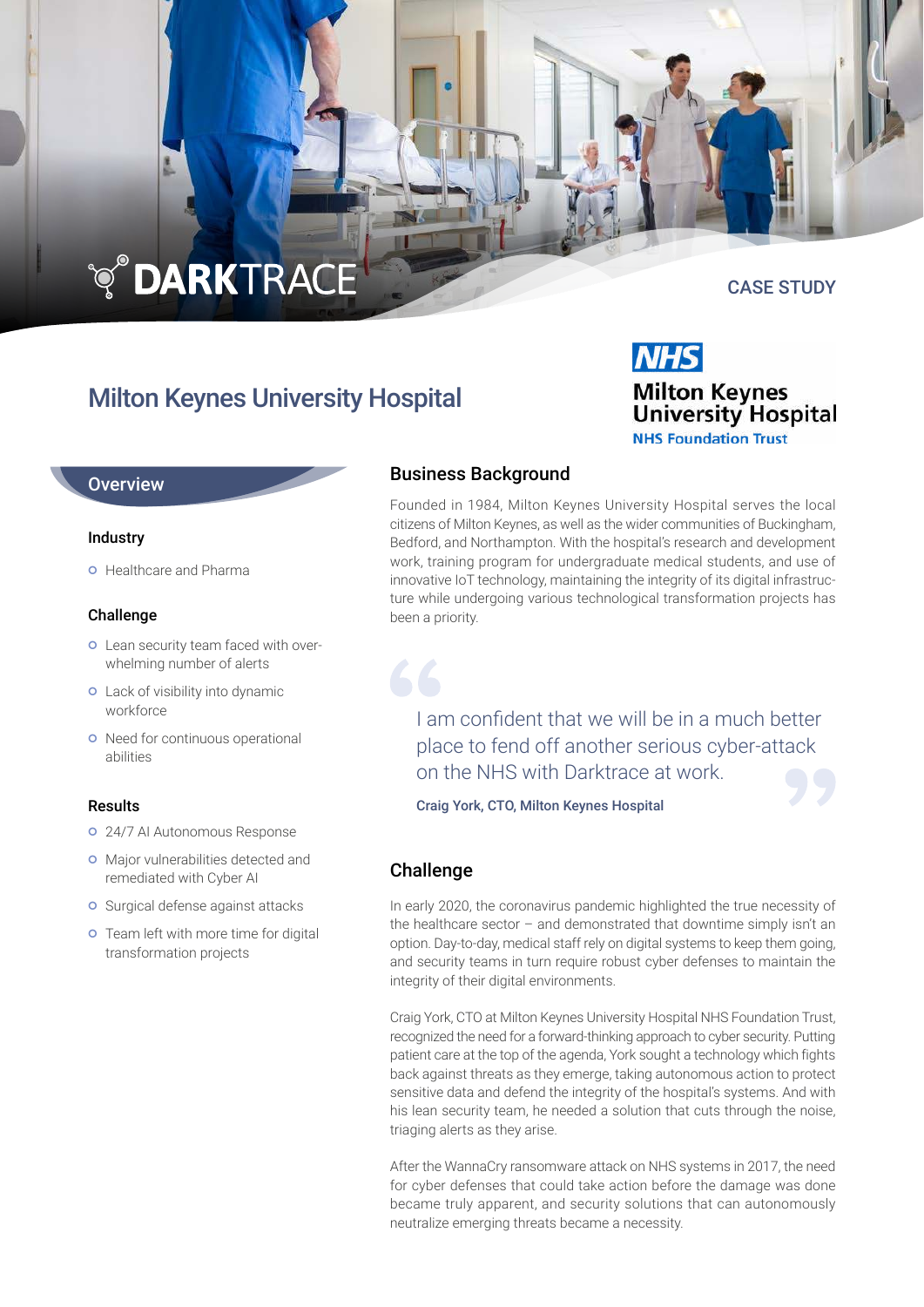DARKTRACE

CASE STUDY

# Milton Keynes University Hospital

NHS Milton Keynes University Hospital NHS Foundation Trust

## Overview

### Industry

- Healthcare and Pharma

### Challenge

- Lean security team faced with overwhelming number of alerts
- Lack of visibility into dynamic workforce
- Need for continuous operational abilities

### Results

- 24/7 AI Autonomous Response
- Major vulnerabilities detected and remediated with Cyber AI
- Surgical defense against attacks
- Team left with more time for digital transformation projects

## Business Background

Founded in 1984, Milton Keynes University Hospital serves the local citizens of Milton Keynes, as well as the wider communities of Buckingham, Bedford, and Northampton. With the hospital's research and development work, training program for undergraduate medical students, and use of innovative IoT technology, maintaining the integrity of its digital infrastructure while undergoing various technological transformation projects has been a priority.

> I am confident that we will be in a much better place to fend off another serious cyber-attack on the NHS with Darktrace at work.
>
> **Craig York, CTO, Milton Keynes Hospital**

## Challenge

In early 2020, the coronavirus pandemic highlighted the true necessity of the healthcare sector – and demonstrated that downtime simply isn't an option. Day-to-day, medical staff rely on digital systems to keep them going, and security teams in turn require robust cyber defenses to maintain the integrity of their digital environments.

Craig York, CTO at Milton Keynes University Hospital NHS Foundation Trust, recognized the need for a forward-thinking approach to cyber security. Putting patient care at the top of the agenda, York sought a technology which fights back against threats as they emerge, taking autonomous action to protect sensitive data and defend the integrity of the hospital's systems. And with his lean security team, he needed a solution that cuts through the noise, triaging alerts as they arise.

After the WannaCry ransomware attack on NHS systems in 2017, the need for cyber defenses that could take action before the damage was done became truly apparent, and security solutions that can autonomously neutralize emerging threats became a necessity.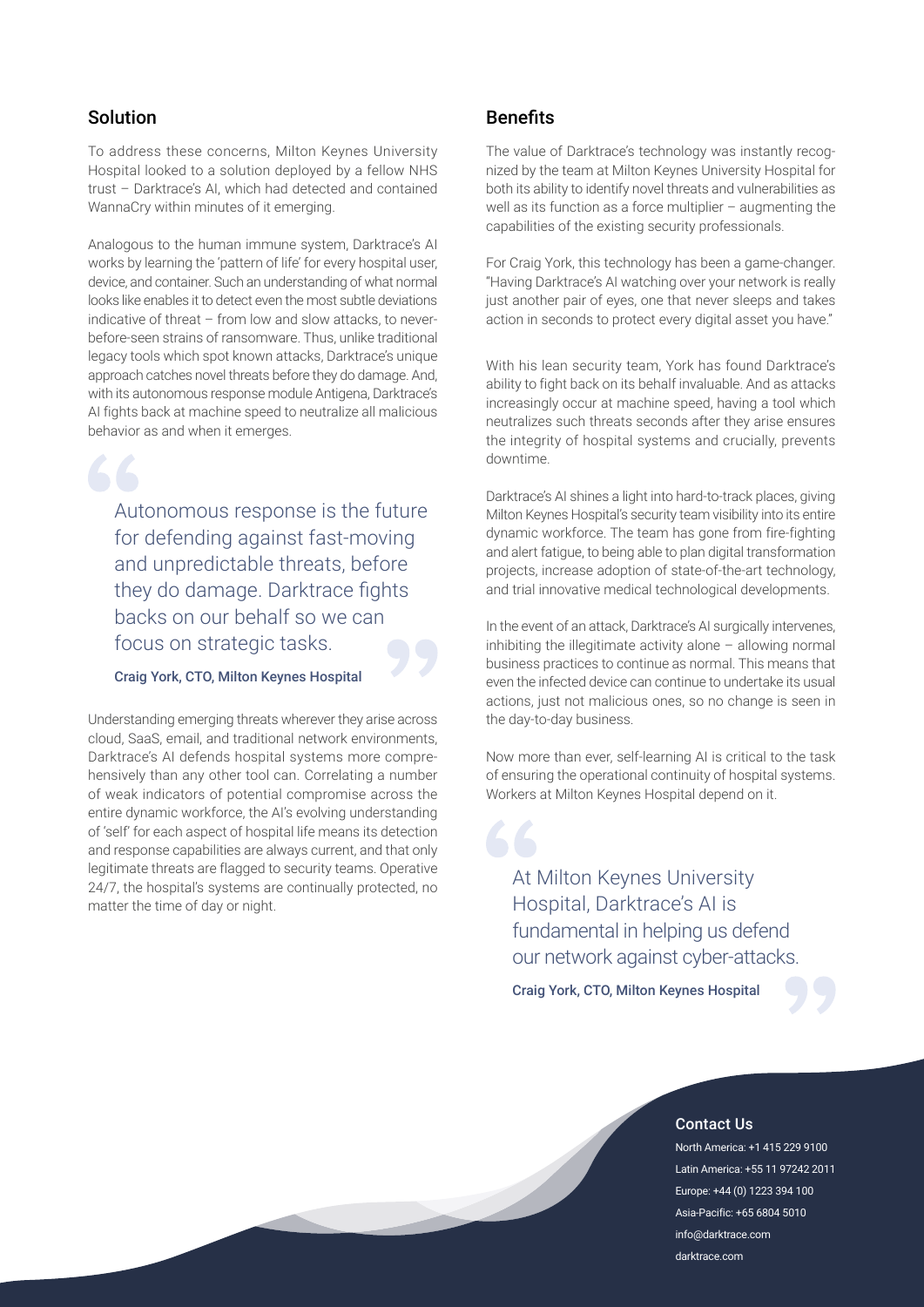## Solution

To address these concerns, Milton Keynes University Hospital looked to a solution deployed by a fellow NHS trust – Darktrace's AI, which had detected and contained WannaCry within minutes of it emerging.

Analogous to the human immune system, Darktrace's AI works by learning the 'pattern of life' for every hospital user, device, and container. Such an understanding of what normal looks like enables it to detect even the most subtle deviations indicative of threat – from low and slow attacks, to never-before-seen strains of ransomware. Thus, unlike traditional legacy tools which spot known attacks, Darktrace's unique approach catches novel threats before they do damage. And, with its autonomous response module Antigena, Darktrace's AI fights back at machine speed to neutralize all malicious behavior as and when it emerges.

> Autonomous response is the future for defending against fast-moving and unpredictable threats, before they do damage. Darktrace fights backs on our behalf so we can focus on strategic tasks.
>
> **Craig York, CTO, Milton Keynes Hospital**

Understanding emerging threats wherever they arise across cloud, SaaS, email, and traditional network environments, Darktrace's AI defends hospital systems more comprehensively than any other tool can. Correlating a number of weak indicators of potential compromise across the entire dynamic workforce, the AI's evolving understanding of 'self' for each aspect of hospital life means its detection and response capabilities are always current, and that only legitimate threats are flagged to security teams. Operative 24/7, the hospital's systems are continually protected, no matter the time of day or night.

## Benefits

The value of Darktrace's technology was instantly recognized by the team at Milton Keynes University Hospital for both its ability to identify novel threats and vulnerabilities as well as its function as a force multiplier – augmenting the capabilities of the existing security professionals.

For Craig York, this technology has been a game-changer. "Having Darktrace's AI watching over your network is really just another pair of eyes, one that never sleeps and takes action in seconds to protect every digital asset you have."

With his lean security team, York has found Darktrace's ability to fight back on its behalf invaluable. And as attacks increasingly occur at machine speed, having a tool which neutralizes such threats seconds after they arise ensures the integrity of hospital systems and crucially, prevents downtime.

Darktrace's AI shines a light into hard-to-track places, giving Milton Keynes Hospital's security team visibility into its entire dynamic workforce. The team has gone from fire-fighting and alert fatigue, to being able to plan digital transformation projects, increase adoption of state-of-the-art technology, and trial innovative medical technological developments.

In the event of an attack, Darktrace's AI surgically intervenes, inhibiting the illegitimate activity alone – allowing normal business practices to continue as normal. This means that even the infected device can continue to undertake its usual actions, just not malicious ones, so no change is seen in the day-to-day business.

Now more than ever, self-learning AI is critical to the task of ensuring the operational continuity of hospital systems. Workers at Milton Keynes Hospital depend on it.

> At Milton Keynes University Hospital, Darktrace's AI is fundamental in helping us defend our network against cyber-attacks.
>
> **Craig York, CTO, Milton Keynes Hospital**

### Contact Us

North America: +1 415 229 9100
Latin America: +55 11 97242 2011
Europe: +44 (0) 1223 394 100
Asia-Pacific: +65 6804 5010
info@darktrace.com
darktrace.com